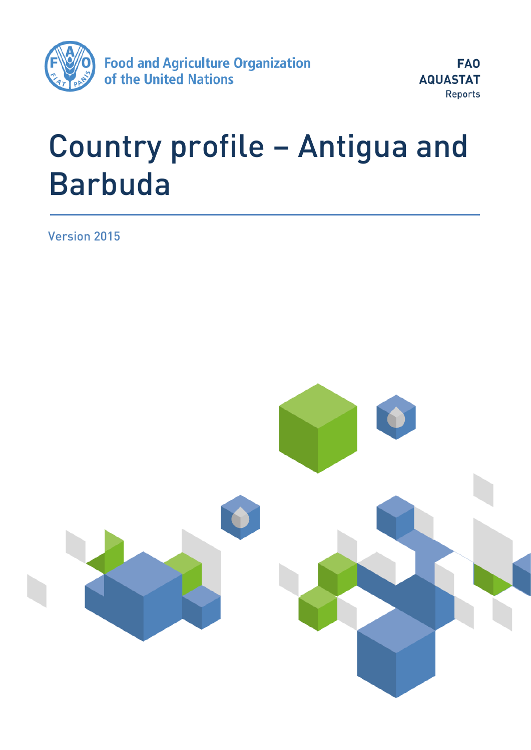Food and Agriculture Organization of the United Nations

**FAO AQUASTAT** Reports

# Country profile – Antigua and Barbuda

Version 2015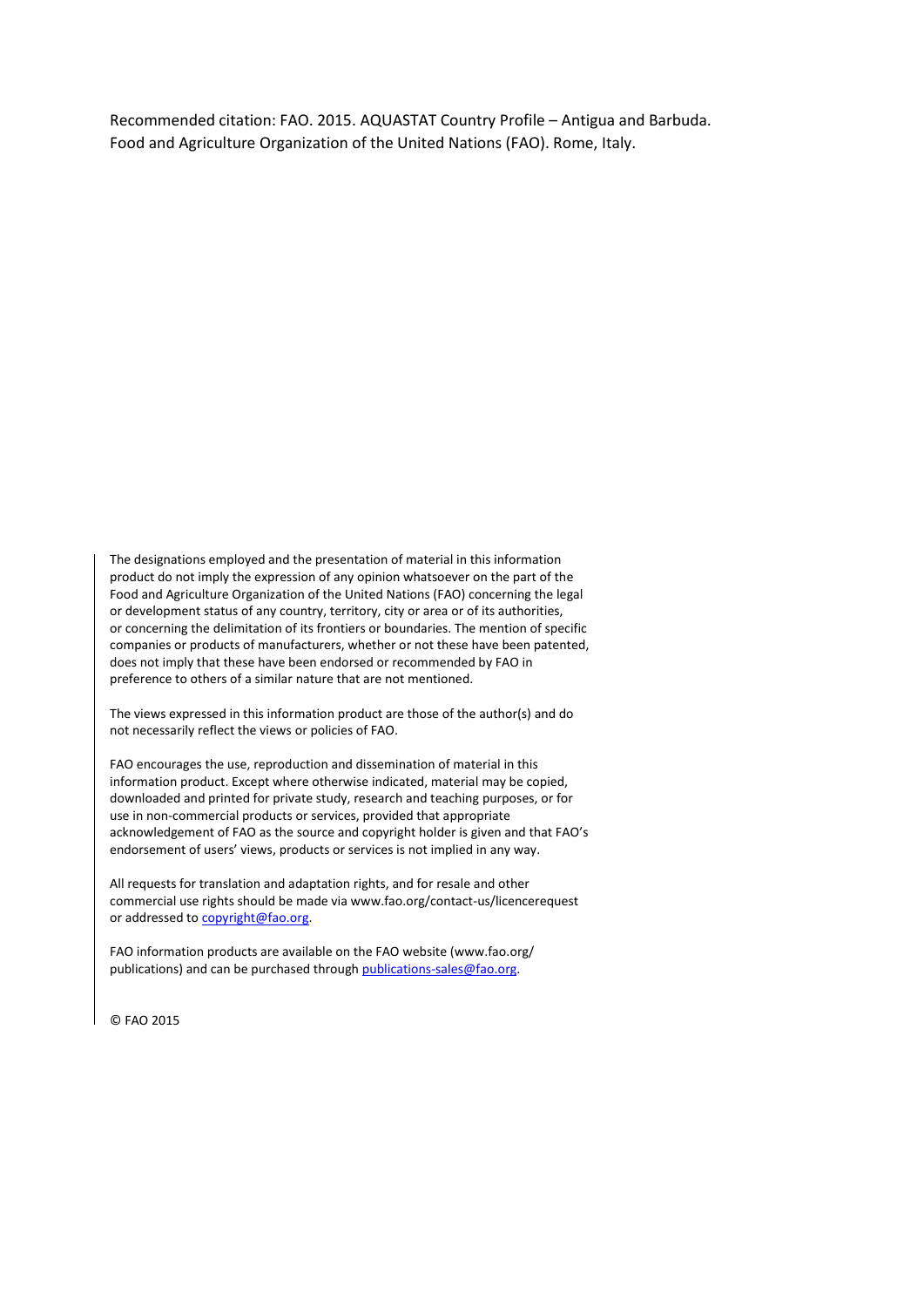Recommended citation: FAO. 2015. AQUASTAT Country Profile – Antigua and Barbuda. Food and Agriculture Organization of the United Nations (FAO). Rome, Italy.

The designations employed and the presentation of material in this information product do not imply the expression of any opinion whatsoever on the part of the Food and Agriculture Organization of the United Nations (FAO) concerning the legal or development status of any country, territory, city or area or of its authorities, or concerning the delimitation of its frontiers or boundaries. The mention of specific companies or products of manufacturers, whether or not these have been patented, does not imply that these have been endorsed or recommended by FAO in preference to others of a similar nature that are not mentioned.

The views expressed in this information product are those of the author(s) and do not necessarily reflect the views or policies of FAO.

FAO encourages the use, reproduction and dissemination of material in this information product. Except where otherwise indicated, material may be copied, downloaded and printed for private study, research and teaching purposes, or for use in non-commercial products or services, provided that appropriate acknowledgement of FAO as the source and copyright holder is given and that FAO's endorsement of users' views, products or services is not implied in any way.

All requests for translation and adaptation rights, and for resale and other commercial use rights should be made via www.fao.org/contact-us/licencerequest or addressed to copyright@fao.org.

FAO information products are available on the FAO website (www.fao.org/publications) and can be purchased through publications-sales@fao.org.

© FAO 2015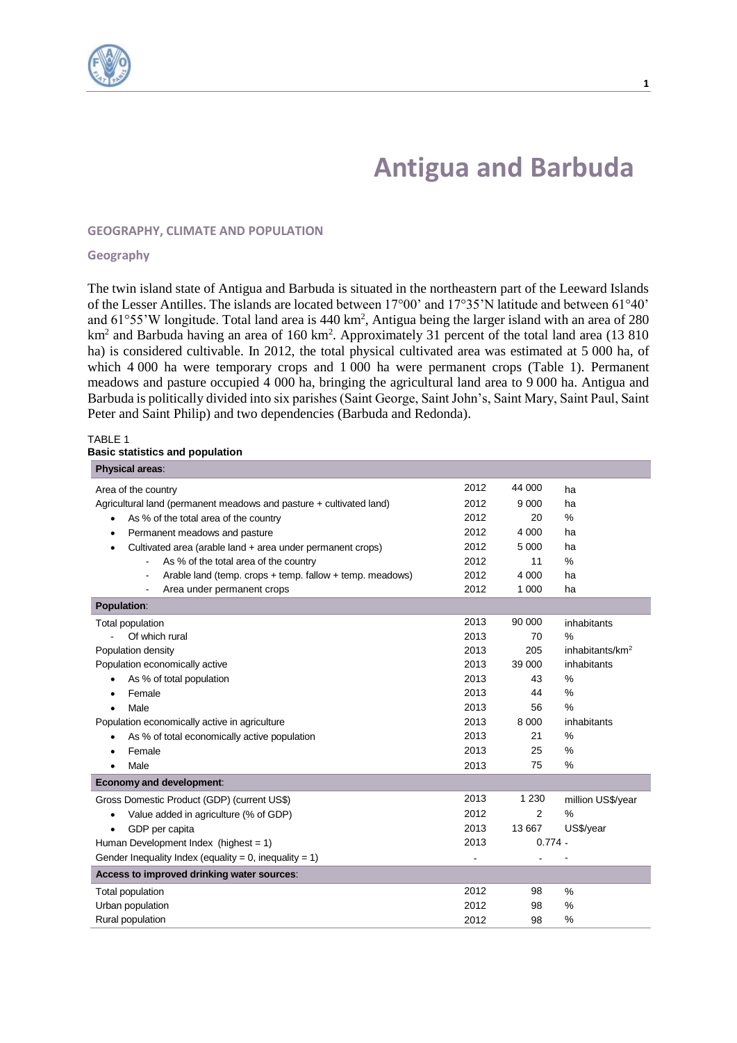# Antigua and Barbuda

## GEOGRAPHY, CLIMATE AND POPULATION

### Geography

The twin island state of Antigua and Barbuda is situated in the northeastern part of the Leeward Islands of the Lesser Antilles. The islands are located between 17°00' and 17°35'N latitude and between 61°40' and 61°55'W longitude. Total land area is 440 km$^2$, Antigua being the larger island with an area of 280 km$^2$ and Barbuda having an area of 160 km$^2$. Approximately 31 percent of the total land area (13 810 ha) is considered cultivable. In 2012, the total physical cultivated area was estimated at 5 000 ha, of which 4 000 ha were temporary crops and 1 000 ha were permanent crops (Table 1). Permanent meadows and pasture occupied 4 000 ha, bringing the agricultural land area to 9 000 ha. Antigua and Barbuda is politically divided into six parishes (Saint George, Saint John's, Saint Mary, Saint Paul, Saint Peter and Saint Philip) and two dependencies (Barbuda and Redonda).

TABLE 1
**Basic statistics and population**

| | | | |
|---|---|---|---|
| **Physical areas**: | | | |
| Area of the country | 2012 | 44 000 | ha |
| Agricultural land (permanent meadows and pasture + cultivated land) | 2012 | 9 000 | ha |
| • As % of the total area of the country | 2012 | 20 | % |
| • Permanent meadows and pasture | 2012 | 4 000 | ha |
| • Cultivated area (arable land + area under permanent crops) | 2012 | 5 000 | ha |
| - As % of the total area of the country | 2012 | 11 | % |
| - Arable land (temp. crops + temp. fallow + temp. meadows) | 2012 | 4 000 | ha |
| - Area under permanent crops | 2012 | 1 000 | ha |
| **Population**: | | | |
| Total population | 2013 | 90 000 | inhabitants |
| - Of which rural | 2013 | 70 | % |
| Population density | 2013 | 205 | inhabitants/km$^2$ |
| Population economically active | 2013 | 39 000 | inhabitants |
| • As % of total population | 2013 | 43 | % |
| • Female | 2013 | 44 | % |
| • Male | 2013 | 56 | % |
| Population economically active in agriculture | 2013 | 8 000 | inhabitants |
| • As % of total economically active population | 2013 | 21 | % |
| • Female | 2013 | 25 | % |
| • Male | 2013 | 75 | % |
| **Economy and development**: | | | |
| Gross Domestic Product (GDP) (current US$) | 2013 | 1 230 | million US$/year |
| • Value added in agriculture (% of GDP) | 2012 | 2 | % |
| • GDP per capita | 2013 | 13 667 | US$/year |
| Human Development Index (highest = 1) | 2013 | 0.774 | - |
| Gender Inequality Index (equality = 0, inequality = 1) | - | - | - |
| **Access to improved drinking water sources**: | | | |
| Total population | 2012 | 98 | % |
| Urban population | 2012 | 98 | % |
| Rural population | 2012 | 98 | % |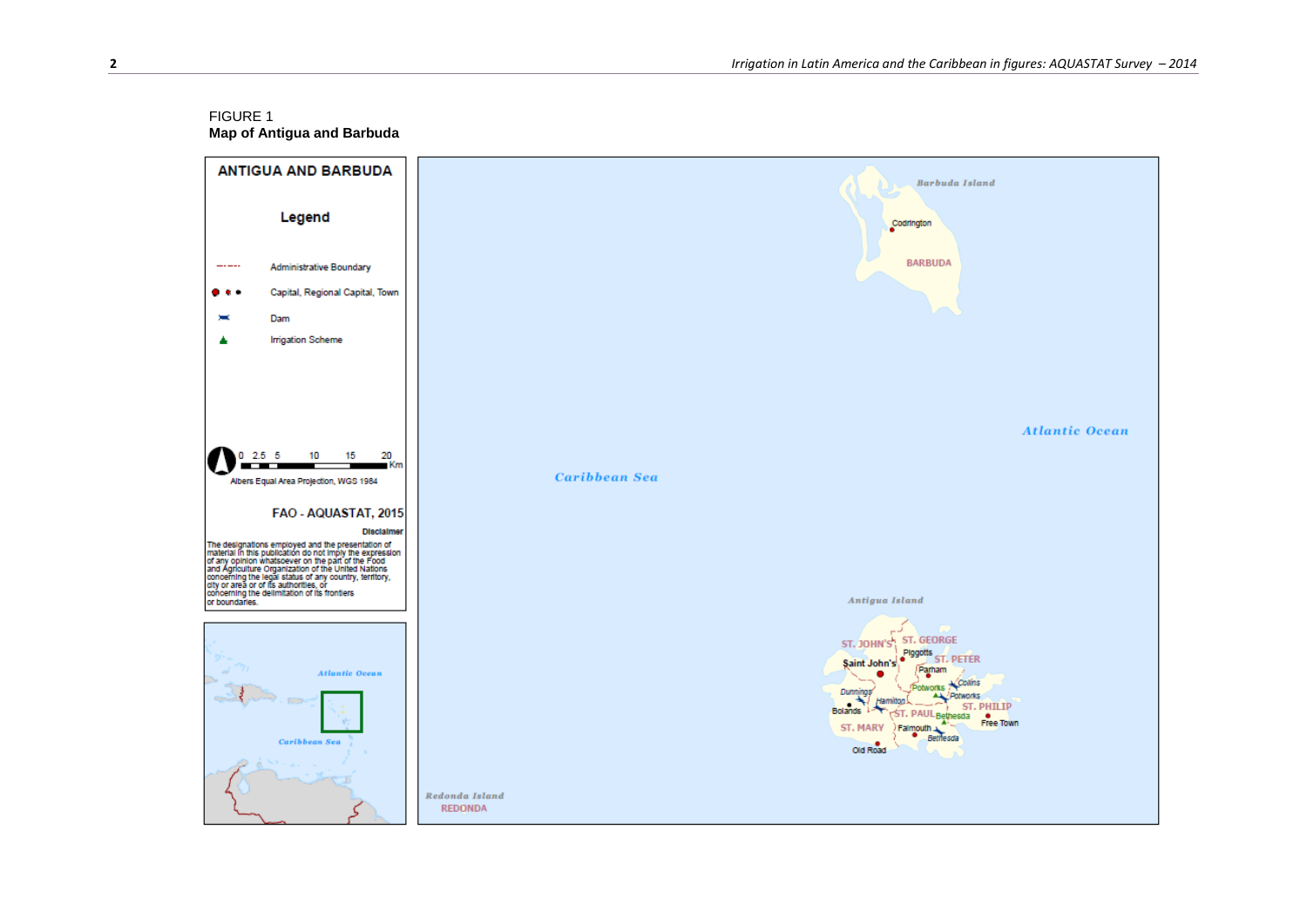FIGURE 1
**Map of Antigua and Barbuda**

ANTIGUA AND BARBUDA

Legend

Administrative Boundary

Capital, Regional Capital, Town

Dam

Irrigation Scheme

0 2.5 5 10 15 20 Km

Albers Equal Area Projection, WGS 1984

FAO - AQUASTAT, 2015

Disclaimer

The designations employed and the presentation of material in this publication do not imply the expression of any opinion whatsoever on the part of the Food and Agriculture Organization of the United Nations concerning the legal status of any country, territory, city or area or of its authorities, or concerning the delimitation of its frontiers or boundaries.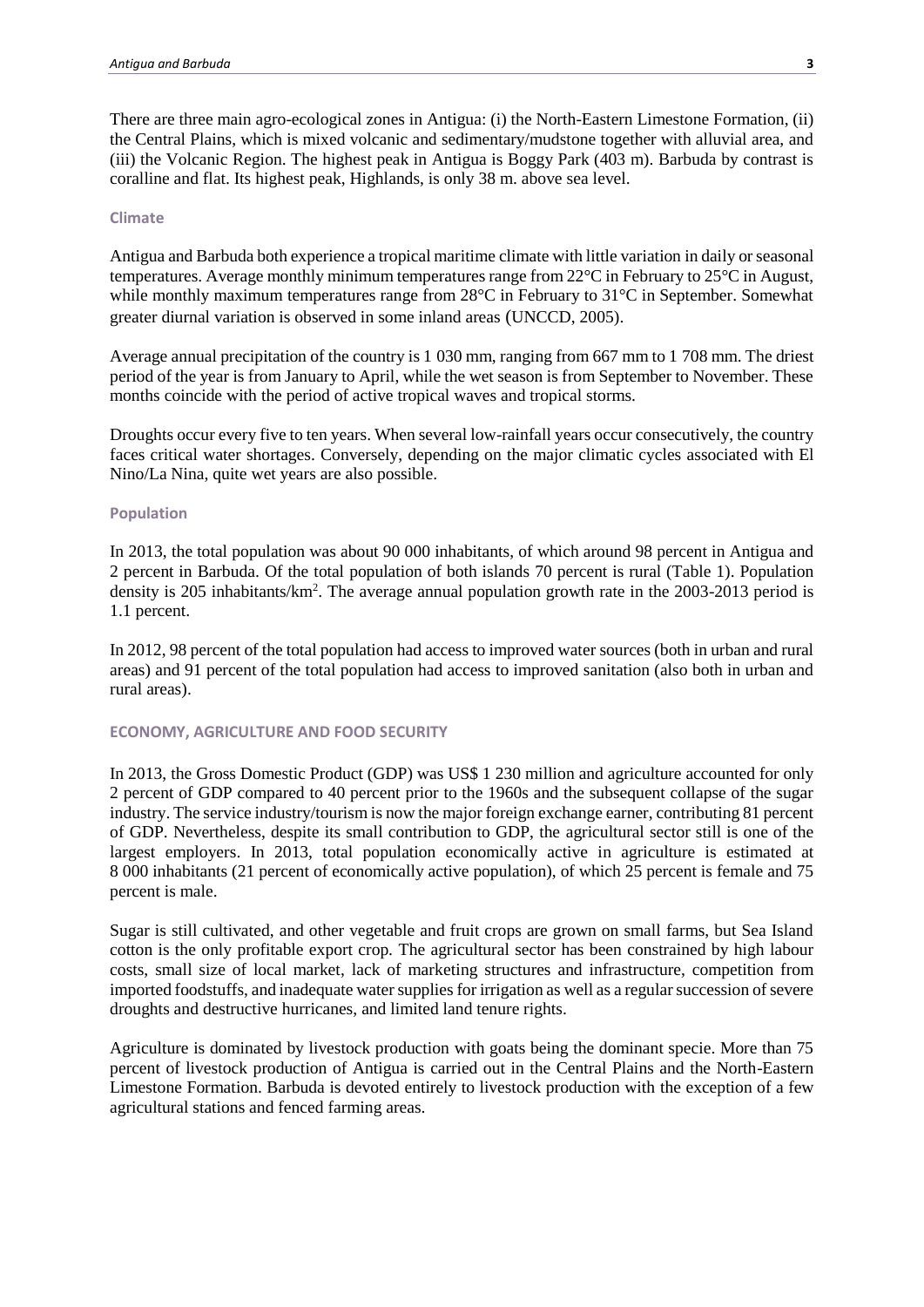There are three main agro-ecological zones in Antigua: (i) the North-Eastern Limestone Formation, (ii) the Central Plains, which is mixed volcanic and sedimentary/mudstone together with alluvial area, and (iii) the Volcanic Region. The highest peak in Antigua is Boggy Park (403 m). Barbuda by contrast is coralline and flat. Its highest peak, Highlands, is only 38 m. above sea level.

### Climate

Antigua and Barbuda both experience a tropical maritime climate with little variation in daily or seasonal temperatures. Average monthly minimum temperatures range from 22°C in February to 25°C in August, while monthly maximum temperatures range from 28°C in February to 31°C in September. Somewhat greater diurnal variation is observed in some inland areas (UNCCD, 2005).

Average annual precipitation of the country is 1 030 mm, ranging from 667 mm to 1 708 mm. The driest period of the year is from January to April, while the wet season is from September to November. These months coincide with the period of active tropical waves and tropical storms.

Droughts occur every five to ten years. When several low-rainfall years occur consecutively, the country faces critical water shortages. Conversely, depending on the major climatic cycles associated with El Nino/La Nina, quite wet years are also possible.

### Population

In 2013, the total population was about 90 000 inhabitants, of which around 98 percent in Antigua and 2 percent in Barbuda. Of the total population of both islands 70 percent is rural (Table 1). Population density is 205 inhabitants/km$^2$. The average annual population growth rate in the 2003-2013 period is 1.1 percent.

In 2012, 98 percent of the total population had access to improved water sources (both in urban and rural areas) and 91 percent of the total population had access to improved sanitation (also both in urban and rural areas).

## ECONOMY, AGRICULTURE AND FOOD SECURITY

In 2013, the Gross Domestic Product (GDP) was US$ 1 230 million and agriculture accounted for only 2 percent of GDP compared to 40 percent prior to the 1960s and the subsequent collapse of the sugar industry. The service industry/tourism is now the major foreign exchange earner, contributing 81 percent of GDP. Nevertheless, despite its small contribution to GDP, the agricultural sector still is one of the largest employers. In 2013, total population economically active in agriculture is estimated at 8 000 inhabitants (21 percent of economically active population), of which 25 percent is female and 75 percent is male.

Sugar is still cultivated, and other vegetable and fruit crops are grown on small farms, but Sea Island cotton is the only profitable export crop. The agricultural sector has been constrained by high labour costs, small size of local market, lack of marketing structures and infrastructure, competition from imported foodstuffs, and inadequate water supplies for irrigation as well as a regular succession of severe droughts and destructive hurricanes, and limited land tenure rights.

Agriculture is dominated by livestock production with goats being the dominant specie. More than 75 percent of livestock production of Antigua is carried out in the Central Plains and the North-Eastern Limestone Formation. Barbuda is devoted entirely to livestock production with the exception of a few agricultural stations and fenced farming areas.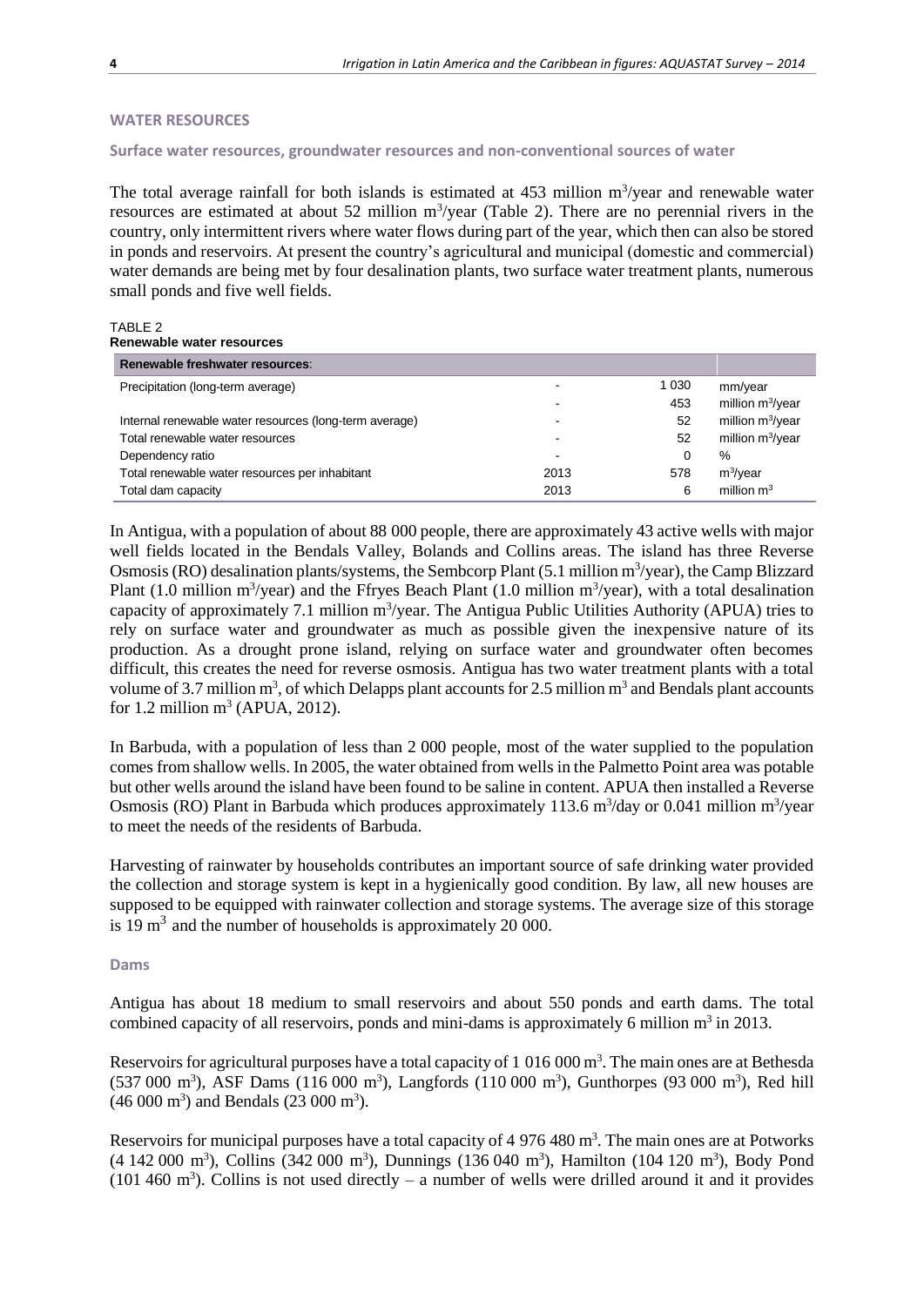## WATER RESOURCES

### Surface water resources, groundwater resources and non-conventional sources of water

The total average rainfall for both islands is estimated at 453 million m$^3$/year and renewable water resources are estimated at about 52 million m$^3$/year (Table 2). There are no perennial rivers in the country, only intermittent rivers where water flows during part of the year, which then can also be stored in ponds and reservoirs. At present the country's agricultural and municipal (domestic and commercial) water demands are being met by four desalination plants, two surface water treatment plants, numerous small ponds and five well fields.

TABLE 2
**Renewable water resources**

| Renewable freshwater resources: | | | |
|---|---|---|---|
| Precipitation (long-term average) | - | 1 030 | mm/year |
| | - | 453 | million m$^3$/year |
| Internal renewable water resources (long-term average) | - | 52 | million m$^3$/year |
| Total renewable water resources | - | 52 | million m$^3$/year |
| Dependency ratio | - | 0 | % |
| Total renewable water resources per inhabitant | 2013 | 578 | m$^3$/year |
| Total dam capacity | 2013 | 6 | million m$^3$ |

In Antigua, with a population of about 88 000 people, there are approximately 43 active wells with major well fields located in the Bendals Valley, Bolands and Collins areas. The island has three Reverse Osmosis (RO) desalination plants/systems, the Sembcorp Plant (5.1 million m$^3$/year), the Camp Blizzard Plant (1.0 million m$^3$/year) and the Ffryes Beach Plant (1.0 million m$^3$/year), with a total desalination capacity of approximately 7.1 million m$^3$/year. The Antigua Public Utilities Authority (APUA) tries to rely on surface water and groundwater as much as possible given the inexpensive nature of its production. As a drought prone island, relying on surface water and groundwater often becomes difficult, this creates the need for reverse osmosis. Antigua has two water treatment plants with a total volume of 3.7 million m$^3$, of which Delapps plant accounts for 2.5 million m$^3$ and Bendals plant accounts for 1.2 million m$^3$ (APUA, 2012).

In Barbuda, with a population of less than 2 000 people, most of the water supplied to the population comes from shallow wells. In 2005, the water obtained from wells in the Palmetto Point area was potable but other wells around the island have been found to be saline in content. APUA then installed a Reverse Osmosis (RO) Plant in Barbuda which produces approximately 113.6 m$^3$/day or 0.041 million m$^3$/year to meet the needs of the residents of Barbuda.

Harvesting of rainwater by households contributes an important source of safe drinking water provided the collection and storage system is kept in a hygienically good condition. By law, all new houses are supposed to be equipped with rainwater collection and storage systems. The average size of this storage is 19 m$^3$ and the number of households is approximately 20 000.

### Dams

Antigua has about 18 medium to small reservoirs and about 550 ponds and earth dams. The total combined capacity of all reservoirs, ponds and mini-dams is approximately 6 million m$^3$ in 2013.

Reservoirs for agricultural purposes have a total capacity of 1 016 000 m$^3$. The main ones are at Bethesda (537 000 m$^3$), ASF Dams (116 000 m$^3$), Langfords (110 000 m$^3$), Gunthorpes (93 000 m$^3$), Red hill (46 000 m$^3$) and Bendals (23 000 m$^3$).

Reservoirs for municipal purposes have a total capacity of 4 976 480 m$^3$. The main ones are at Potworks (4 142 000 m$^3$), Collins (342 000 m$^3$), Dunnings (136 040 m$^3$), Hamilton (104 120 m$^3$), Body Pond (101 460 m$^3$). Collins is not used directly – a number of wells were drilled around it and it provides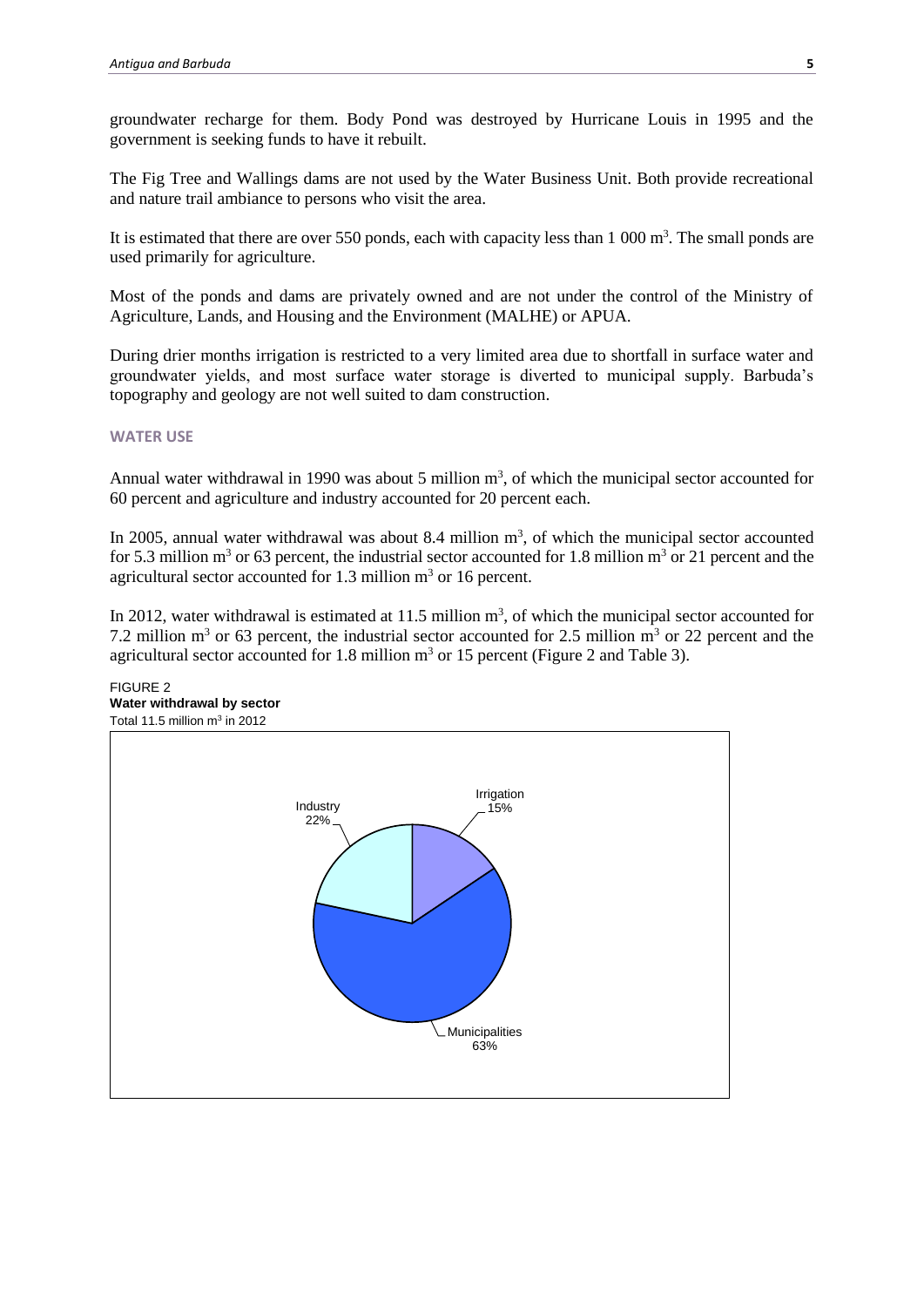groundwater recharge for them. Body Pond was destroyed by Hurricane Louis in 1995 and the government is seeking funds to have it rebuilt.

The Fig Tree and Wallings dams are not used by the Water Business Unit. Both provide recreational and nature trail ambiance to persons who visit the area.

It is estimated that there are over 550 ponds, each with capacity less than 1 000 $m^3$. The small ponds are used primarily for agriculture.

Most of the ponds and dams are privately owned and are not under the control of the Ministry of Agriculture, Lands, and Housing and the Environment (MALHE) or APUA.

During drier months irrigation is restricted to a very limited area due to shortfall in surface water and groundwater yields, and most surface water storage is diverted to municipal supply. Barbuda's topography and geology are not well suited to dam construction.

## WATER USE

Annual water withdrawal in 1990 was about 5 million $m^3$, of which the municipal sector accounted for 60 percent and agriculture and industry accounted for 20 percent each.

In 2005, annual water withdrawal was about 8.4 million $m^3$, of which the municipal sector accounted for 5.3 million $m^3$ or 63 percent, the industrial sector accounted for 1.8 million $m^3$ or 21 percent and the agricultural sector accounted for 1.3 million $m^3$ or 16 percent.

In 2012, water withdrawal is estimated at 11.5 million $m^3$, of which the municipal sector accounted for 7.2 million $m^3$ or 63 percent, the industrial sector accounted for 2.5 million $m^3$ or 22 percent and the agricultural sector accounted for 1.8 million $m^3$ or 15 percent (Figure 2 and Table 3).

FIGURE 2
**Water withdrawal by sector**
Total 11.5 million $m^3$ in 2012

Irrigation 15%

Industry 22%

Municipalities 63%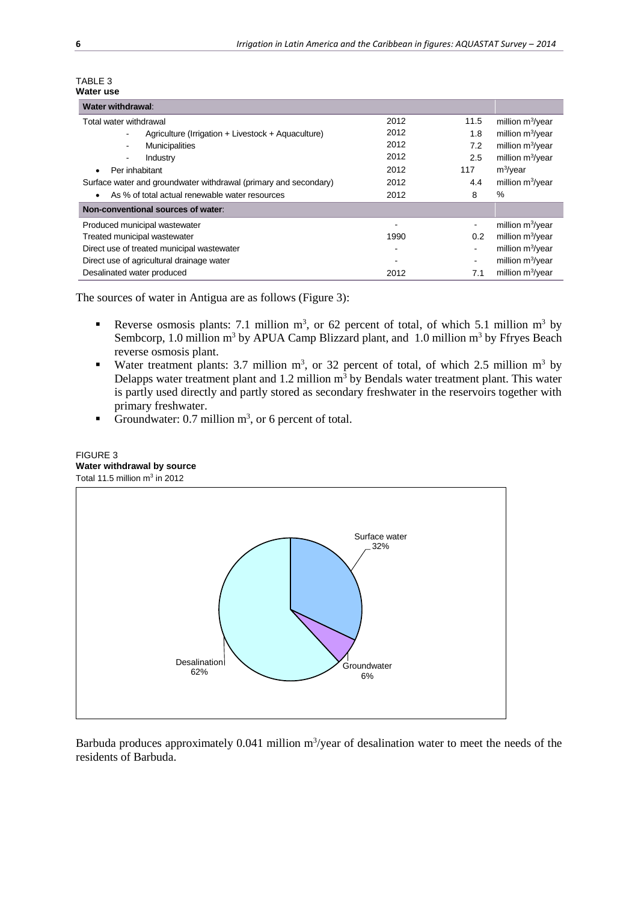TABLE 3
**Water use**

| **Water withdrawal**: | | | |
|---|---|---|---|
| Total water withdrawal | 2012 | 11.5 | million m$^3$/year |
| - Agriculture (Irrigation + Livestock + Aquaculture) | 2012 | 1.8 | million m$^3$/year |
| - Municipalities | 2012 | 7.2 | million m$^3$/year |
| - Industry | 2012 | 2.5 | million m$^3$/year |
| • Per inhabitant | 2012 | 117 | m$^3$/year |
| Surface water and groundwater withdrawal (primary and secondary) | 2012 | 4.4 | million m$^3$/year |
| • As % of total actual renewable water resources | 2012 | 8 | % |
| **Non-conventional sources of water**: | | | |
| Produced municipal wastewater | - | - | million m$^3$/year |
| Treated municipal wastewater | 1990 | 0.2 | million m$^3$/year |
| Direct use of treated municipal wastewater | - | - | million m$^3$/year |
| Direct use of agricultural drainage water | - | - | million m$^3$/year |
| Desalinated water produced | 2012 | 7.1 | million m$^3$/year |

The sources of water in Antigua are as follows (Figure 3):

- Reverse osmosis plants: 7.1 million m$^3$, or 62 percent of total, of which 5.1 million m$^3$ by Sembcorp, 1.0 million m$^3$ by APUA Camp Blizzard plant, and 1.0 million m$^3$ by Ffryes Beach reverse osmosis plant.
- Water treatment plants: 3.7 million m$^3$, or 32 percent of total, of which 2.5 million m$^3$ by Delapps water treatment plant and 1.2 million m$^3$ by Bendals water treatment plant. This water is partly used directly and partly stored as secondary freshwater in the reservoirs together with primary freshwater.
- Groundwater: 0.7 million m$^3$, or 6 percent of total.

FIGURE 3
**Water withdrawal by source**
Total 11.5 million m$^3$ in 2012

Surface water 32%; Groundwater 6%; Desalination 62%

Barbuda produces approximately 0.041 million m$^3$/year of desalination water to meet the needs of the residents of Barbuda.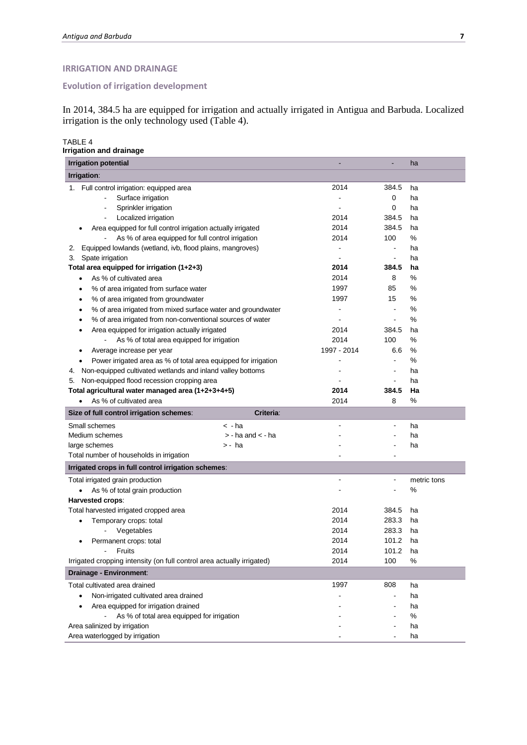## IRRIGATION AND DRAINAGE

### Evolution of irrigation development

In 2014, 384.5 ha are equipped for irrigation and actually irrigated in Antigua and Barbuda. Localized irrigation is the only technology used (Table 4).

TABLE 4
**Irrigation and drainage**

| **Irrigation potential** | | - | - | ha |
|---|---|---|---|---|
| **Irrigation**: | | | | |
| 1. Full control irrigation: equipped area | | 2014 | 384.5 | ha |
| - Surface irrigation | | - | 0 | ha |
| - Sprinkler irrigation | | - | 0 | ha |
| - Localized irrigation | | 2014 | 384.5 | ha |
| • Area equipped for full control irrigation actually irrigated | | 2014 | 384.5 | ha |
| - As % of area equipped for full control irrigation | | 2014 | 100 | % |
| 2. Equipped lowlands (wetland, ivb, flood plains, mangroves) | | - | - | ha |
| 3. Spate irrigation | | - | - | ha |
| **Total area equipped for irrigation (1+2+3)** | | **2014** | **384.5** | **ha** |
| • As % of cultivated area | | 2014 | 8 | % |
| • % of area irrigated from surface water | | 1997 | 85 | % |
| • % of area irrigated from groundwater | | 1997 | 15 | % |
| • % of area irrigated from mixed surface water and groundwater | | - | - | % |
| • % of area irrigated from non-conventional sources of water | | - | - | % |
| • Area equipped for irrigation actually irrigated | | 2014 | 384.5 | ha |
| - As % of total area equipped for irrigation | | 2014 | 100 | % |
| • Average increase per year | | 1997 - 2014 | 6.6 | % |
| • Power irrigated area as % of total area equipped for irrigation | | - | - | % |
| 4. Non-equipped cultivated wetlands and inland valley bottoms | | - | - | ha |
| 5. Non-equipped flood recession cropping area | | - | - | ha |
| **Total agricultural water managed area (1+2+3+4+5)** | | **2014** | **384.5** | **Ha** |
| • As % of cultivated area | | 2014 | 8 | % |
| **Size of full control irrigation schemes**: | **Criteria**: | | | |
| Small schemes | < - ha | - | - | ha |
| Medium schemes | > - ha and < - ha | - | - | ha |
| large schemes | > - ha | - | - | ha |
| Total number of households in irrigation | | - | - | |
| **Irrigated crops in full control irrigation schemes**: | | | | |
| Total irrigated grain production | | - | - | metric tons |
| • As % of total grain production | | - | - | % |
| **Harvested crops**: | | | | |
| Total harvested irrigated cropped area | | 2014 | 384.5 | ha |
| • Temporary crops: total | | 2014 | 283.3 | ha |
| - Vegetables | | 2014 | 283.3 | ha |
| • Permanent crops: total | | 2014 | 101.2 | ha |
| - Fruits | | 2014 | 101.2 | ha |
| Irrigated cropping intensity (on full control area actually irrigated) | | 2014 | 100 | % |
| **Drainage - Environment**: | | | | |
| Total cultivated area drained | | 1997 | 808 | ha |
| • Non-irrigated cultivated area drained | | - | - | ha |
| • Area equipped for irrigation drained | | - | - | ha |
| - As % of total area equipped for irrigation | | - | - | % |
| Area salinized by irrigation | | - | - | ha |
| Area waterlogged by irrigation | | - | - | ha |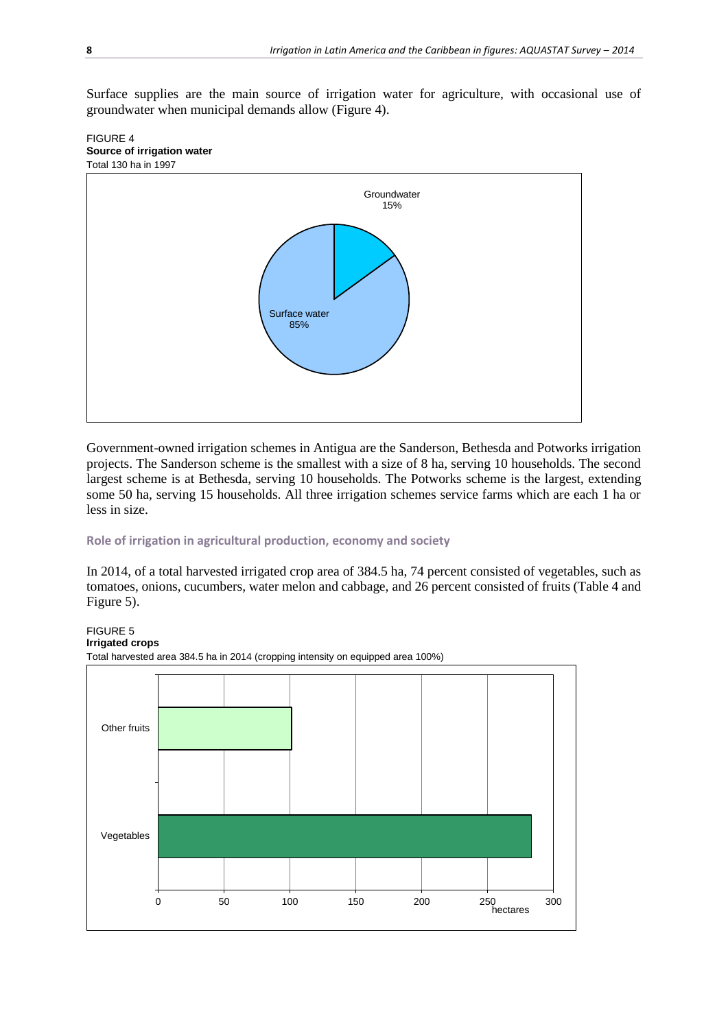Surface supplies are the main source of irrigation water for agriculture, with occasional use of groundwater when municipal demands allow (Figure 4).

FIGURE 4
**Source of irrigation water**
Total 130 ha in 1997

Government-owned irrigation schemes in Antigua are the Sanderson, Bethesda and Potworks irrigation projects. The Sanderson scheme is the smallest with a size of 8 ha, serving 10 households. The second largest scheme is at Bethesda, serving 10 households. The Potworks scheme is the largest, extending some 50 ha, serving 15 households. All three irrigation schemes service farms which are each 1 ha or less in size.

### Role of irrigation in agricultural production, economy and society

In 2014, of a total harvested irrigated crop area of 384.5 ha, 74 percent consisted of vegetables, such as tomatoes, onions, cucumbers, water melon and cabbage, and 26 percent consisted of fruits (Table 4 and Figure 5).

FIGURE 5
**Irrigated crops**
Total harvested area 384.5 ha in 2014 (cropping intensity on equipped area 100%)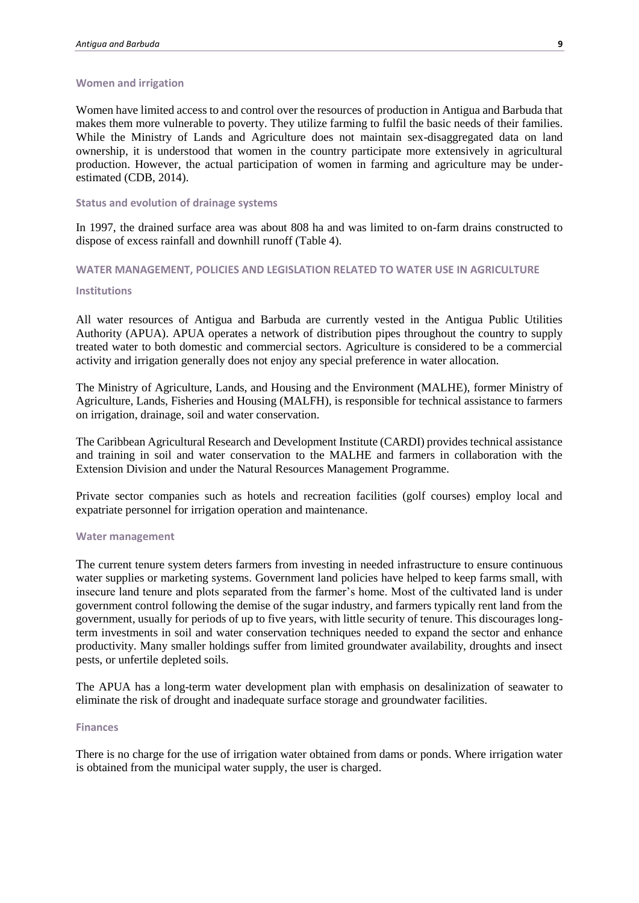### Women and irrigation

Women have limited access to and control over the resources of production in Antigua and Barbuda that makes them more vulnerable to poverty. They utilize farming to fulfil the basic needs of their families. While the Ministry of Lands and Agriculture does not maintain sex-disaggregated data on land ownership, it is understood that women in the country participate more extensively in agricultural production. However, the actual participation of women in farming and agriculture may be under-estimated (CDB, 2014).

### Status and evolution of drainage systems

In 1997, the drained surface area was about 808 ha and was limited to on-farm drains constructed to dispose of excess rainfall and downhill runoff (Table 4).

## WATER MANAGEMENT, POLICIES AND LEGISLATION RELATED TO WATER USE IN AGRICULTURE

### Institutions

All water resources of Antigua and Barbuda are currently vested in the Antigua Public Utilities Authority (APUA). APUA operates a network of distribution pipes throughout the country to supply treated water to both domestic and commercial sectors. Agriculture is considered to be a commercial activity and irrigation generally does not enjoy any special preference in water allocation.

The Ministry of Agriculture, Lands, and Housing and the Environment (MALHE), former Ministry of Agriculture, Lands, Fisheries and Housing (MALFH), is responsible for technical assistance to farmers on irrigation, drainage, soil and water conservation.

The Caribbean Agricultural Research and Development Institute (CARDI) provides technical assistance and training in soil and water conservation to the MALHE and farmers in collaboration with the Extension Division and under the Natural Resources Management Programme.

Private sector companies such as hotels and recreation facilities (golf courses) employ local and expatriate personnel for irrigation operation and maintenance.

### Water management

The current tenure system deters farmers from investing in needed infrastructure to ensure continuous water supplies or marketing systems. Government land policies have helped to keep farms small, with insecure land tenure and plots separated from the farmer's home. Most of the cultivated land is under government control following the demise of the sugar industry, and farmers typically rent land from the government, usually for periods of up to five years, with little security of tenure. This discourages long-term investments in soil and water conservation techniques needed to expand the sector and enhance productivity. Many smaller holdings suffer from limited groundwater availability, droughts and insect pests, or unfertile depleted soils.

The APUA has a long-term water development plan with emphasis on desalinization of seawater to eliminate the risk of drought and inadequate surface storage and groundwater facilities.

### Finances

There is no charge for the use of irrigation water obtained from dams or ponds. Where irrigation water is obtained from the municipal water supply, the user is charged.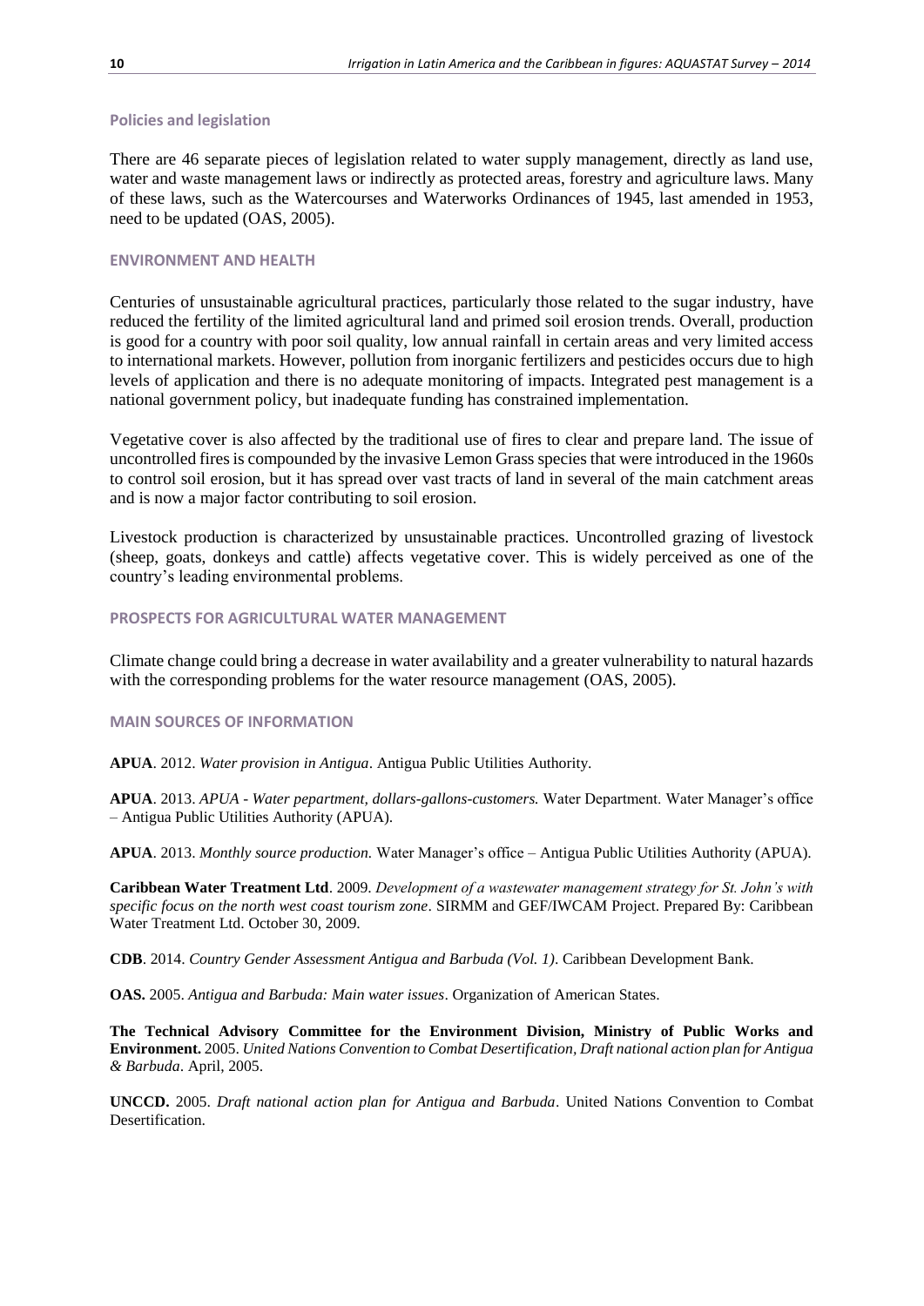### Policies and legislation

There are 46 separate pieces of legislation related to water supply management, directly as land use, water and waste management laws or indirectly as protected areas, forestry and agriculture laws. Many of these laws, such as the Watercourses and Waterworks Ordinances of 1945, last amended in 1953, need to be updated (OAS, 2005).

## ENVIRONMENT AND HEALTH

Centuries of unsustainable agricultural practices, particularly those related to the sugar industry, have reduced the fertility of the limited agricultural land and primed soil erosion trends. Overall, production is good for a country with poor soil quality, low annual rainfall in certain areas and very limited access to international markets. However, pollution from inorganic fertilizers and pesticides occurs due to high levels of application and there is no adequate monitoring of impacts. Integrated pest management is a national government policy, but inadequate funding has constrained implementation.

Vegetative cover is also affected by the traditional use of fires to clear and prepare land. The issue of uncontrolled fires is compounded by the invasive Lemon Grass species that were introduced in the 1960s to control soil erosion, but it has spread over vast tracts of land in several of the main catchment areas and is now a major factor contributing to soil erosion.

Livestock production is characterized by unsustainable practices. Uncontrolled grazing of livestock (sheep, goats, donkeys and cattle) affects vegetative cover. This is widely perceived as one of the country's leading environmental problems.

## PROSPECTS FOR AGRICULTURAL WATER MANAGEMENT

Climate change could bring a decrease in water availability and a greater vulnerability to natural hazards with the corresponding problems for the water resource management (OAS, 2005).

## MAIN SOURCES OF INFORMATION

**APUA**. 2012. *Water provision in Antigua*. Antigua Public Utilities Authority.

**APUA**. 2013. *APUA - Water pepartment, dollars-gallons-customers.* Water Department. Water Manager's office – Antigua Public Utilities Authority (APUA).

**APUA**. 2013. *Monthly source production.* Water Manager's office – Antigua Public Utilities Authority (APUA).

**Caribbean Water Treatment Ltd**. 2009. *Development of a wastewater management strategy for St. John's with specific focus on the north west coast tourism zone*. SIRMM and GEF/IWCAM Project. Prepared By: Caribbean Water Treatment Ltd. October 30, 2009.

**CDB**. 2014. *Country Gender Assessment Antigua and Barbuda (Vol. 1)*. Caribbean Development Bank.

**OAS.** 2005. *Antigua and Barbuda: Main water issues*. Organization of American States.

**The Technical Advisory Committee for the Environment Division, Ministry of Public Works and Environment.** 2005. *United Nations Convention to Combat Desertification, Draft national action plan for Antigua & Barbuda*. April, 2005.

**UNCCD.** 2005. *Draft national action plan for Antigua and Barbuda*. United Nations Convention to Combat Desertification.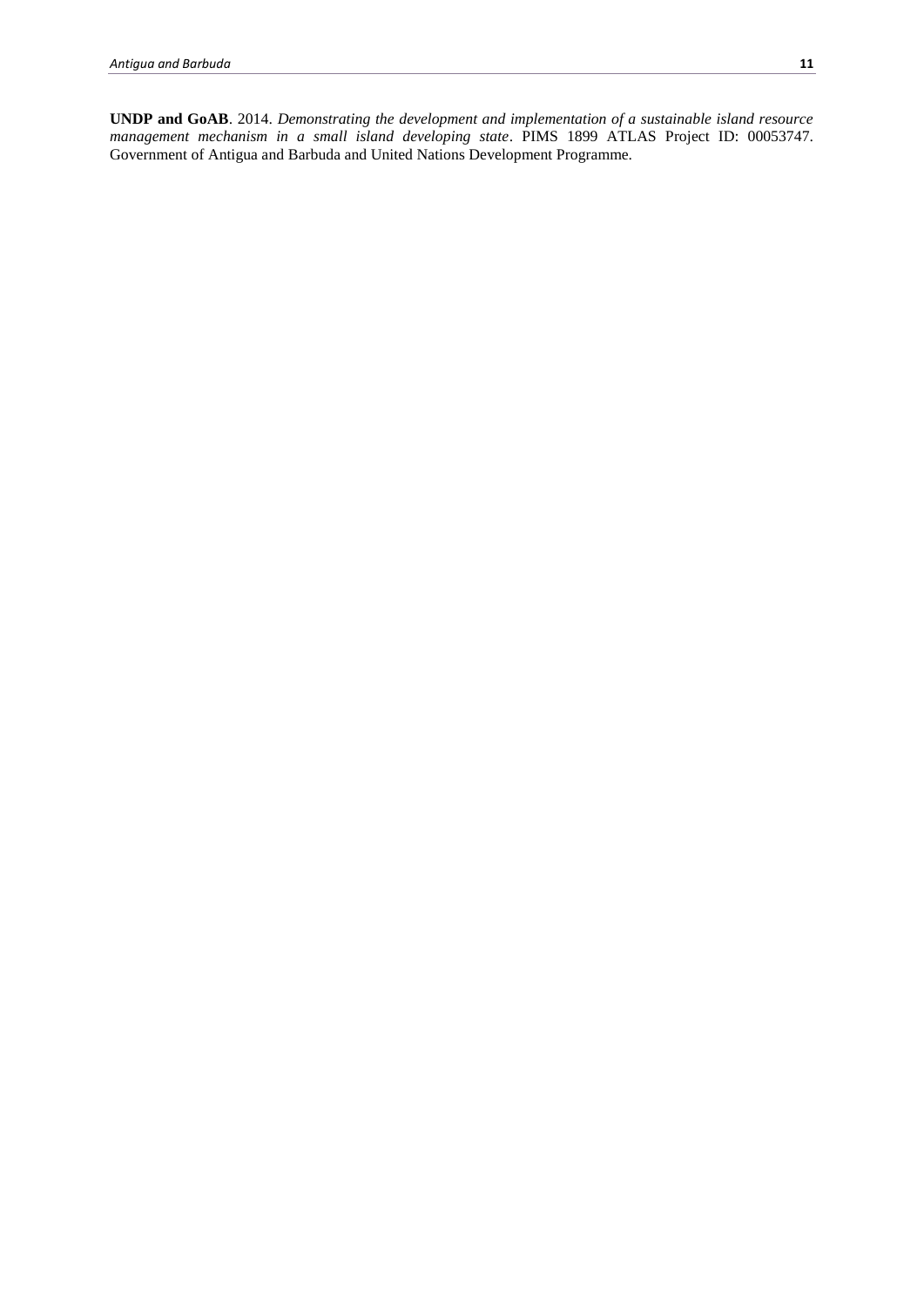**UNDP and GoAB**. 2014. *Demonstrating the development and implementation of a sustainable island resource management mechanism in a small island developing state*. PIMS 1899 ATLAS Project ID: 00053747. Government of Antigua and Barbuda and United Nations Development Programme.